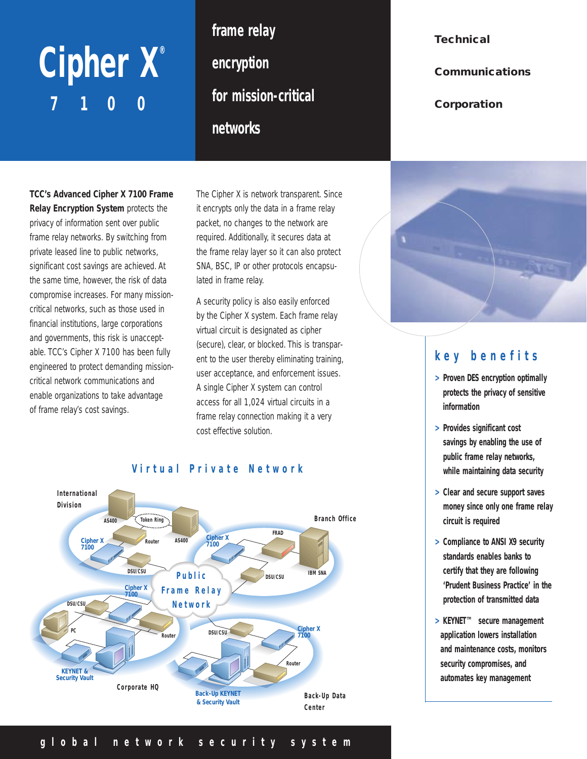# Cipher X® 7100

## frame relay encryption for mission-critical networks

**Technical Communications Corporation**

**TCC's Advanced Cipher X 7100 Frame Relay Encryption System** protects the privacy of information sent over public frame relay networks. By switching from private leased line to public networks, significant cost savings are achieved. At the same time, however, the risk of data compromise increases. For many mission-critical networks, such as those used in financial institutions, large corporations and governments, this risk is unacceptable. TCC's Cipher X 7100 has been fully engineered to protect demanding mission-critical network communications and enable organizations to take advantage of frame relay's cost savings.

The Cipher X is network transparent. Since it encrypts only the data in a frame relay packet, no changes to the network are required. Additionally, it secures data at the frame relay layer so it can also protect SNA, BSC, IP or other protocols encapsulated in frame relay.

A security policy is also easily enforced by the Cipher X system. Each frame relay virtual circuit is designated as cipher (secure), clear, or blocked. This is transparent to the user thereby eliminating training, user acceptance, and enforcement issues. A single Cipher X system can control access for all 1,024 virtual circuits in a frame relay connection making it a very cost effective solution.

## Virtual Private Network

International Division: AS400, Token Ring, Router, AS400, Cipher X 7100, DSU/CSU

Branch Office: FRAD, Cipher X 7100, DSU/CSU, IBM SNA

Public Frame Relay Network

Corporate HQ: DSU/CSU, Cipher X 7100, PC, Router, KEYNET & Security Vault

Back-Up Data Center: DSU/CSU, Cipher X 7100, Router, Back-Up KEYNET & Security Vault

## key benefits

- Proven DES encryption optimally protects the privacy of sensitive information
- Provides significant cost savings by enabling the use of public frame relay networks, while maintaining data security
- Clear and secure support saves money since only one frame relay circuit is required
- Compliance to ANSI X9 security standards enables banks to certify that they are following 'Prudent Business Practice' in the protection of transmitted data
- KEYNET™ secure management application lowers installation and maintenance costs, monitors security compromises, and automates key management

**global network security system**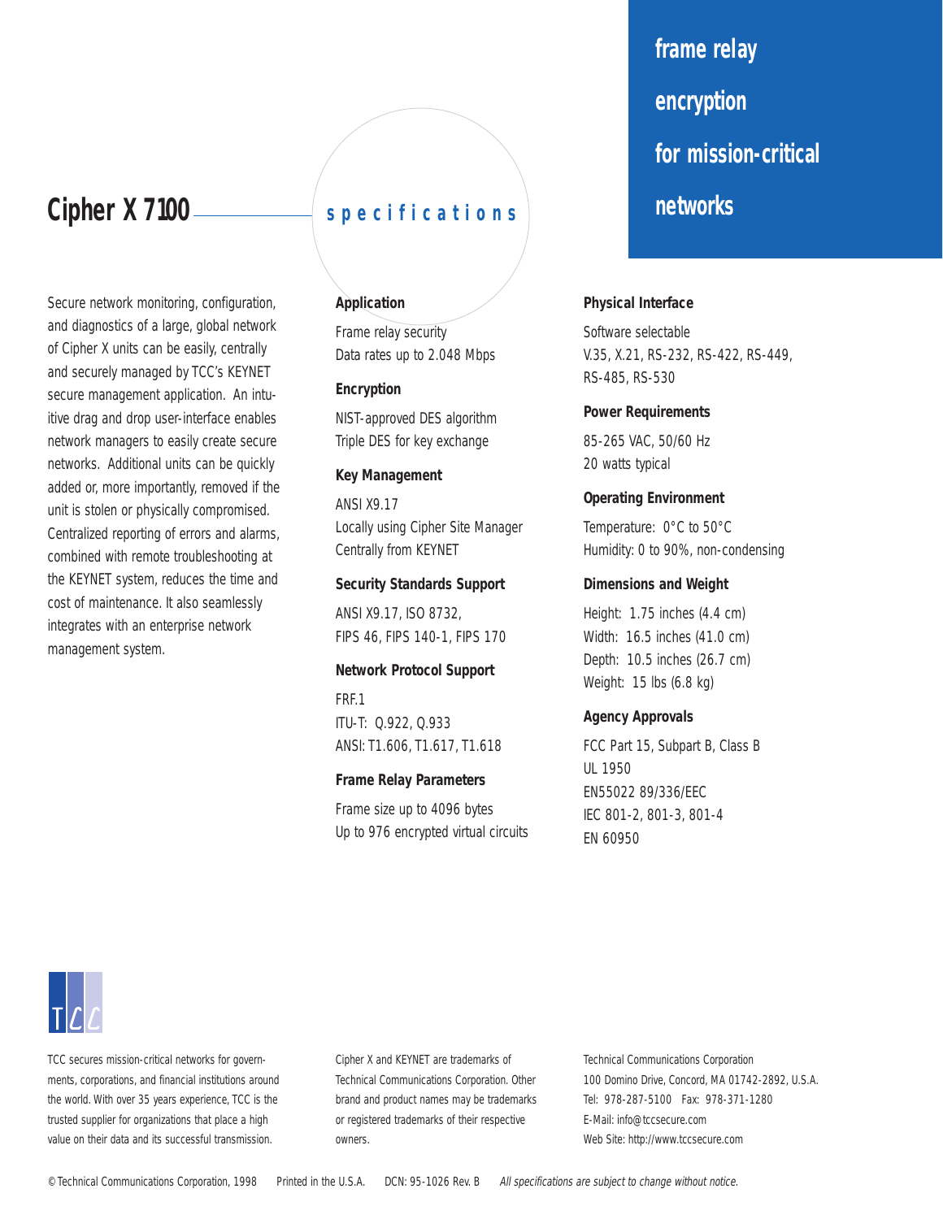# frame relay encryption for mission-critical networks

## Cipher X 7100 — specifications

Secure network monitoring, configuration, and diagnostics of a large, global network of Cipher X units can be easily, centrally and securely managed by TCC's KEYNET secure management application. An intuitive drag and drop user-interface enables network managers to easily create secure networks. Additional units can be quickly added or, more importantly, removed if the unit is stolen or physically compromised. Centralized reporting of errors and alarms, combined with remote troubleshooting at the KEYNET system, reduces the time and cost of maintenance. It also seamlessly integrates with an enterprise network management system.

### Application

Frame relay security
Data rates up to 2.048 Mbps

### Encryption

NIST-approved DES algorithm
Triple DES for key exchange

### Key Management

ANSI X9.17
Locally using Cipher Site Manager
Centrally from KEYNET

### Security Standards Support

ANSI X9.17, ISO 8732,
FIPS 46, FIPS 140-1, FIPS 170

### Network Protocol Support

FRF.1
ITU-T: Q.922, Q.933
ANSI: T1.606, T1.617, T1.618

### Frame Relay Parameters

Frame size up to 4096 bytes
Up to 976 encrypted virtual circuits

### Physical Interface

Software selectable
V.35, X.21, RS-232, RS-422, RS-449, RS-485, RS-530

### Power Requirements

85-265 VAC, 50/60 Hz
20 watts typical

### Operating Environment

Temperature: 0°C to 50°C
Humidity: 0 to 90%, non-condensing

### Dimensions and Weight

Height: 1.75 inches (4.4 cm)
Width: 16.5 inches (41.0 cm)
Depth: 10.5 inches (26.7 cm)
Weight: 15 lbs (6.8 kg)

### Agency Approvals

FCC Part 15, Subpart B, Class B
UL 1950
EN55022 89/336/EEC
IEC 801-2, 801-3, 801-4
EN 60950

TCC

TCC secures mission-critical networks for governments, corporations, and financial institutions around the world. With over 35 years experience, TCC is the trusted supplier for organizations that place a high value on their data and its successful transmission.

Cipher X and KEYNET are trademarks of Technical Communications Corporation. Other brand and product names may be trademarks or registered trademarks of their respective owners.

Technical Communications Corporation
100 Domino Drive, Concord, MA 01742-2892, U.S.A.
Tel: 978-287-5100 Fax: 978-371-1280
E-Mail: info@tccsecure.com
Web Site: http://www.tccsecure.com

© Technical Communications Corporation, 1998 Printed in the U.S.A. DCN: 95-1026 Rev. B *All specifications are subject to change without notice.*